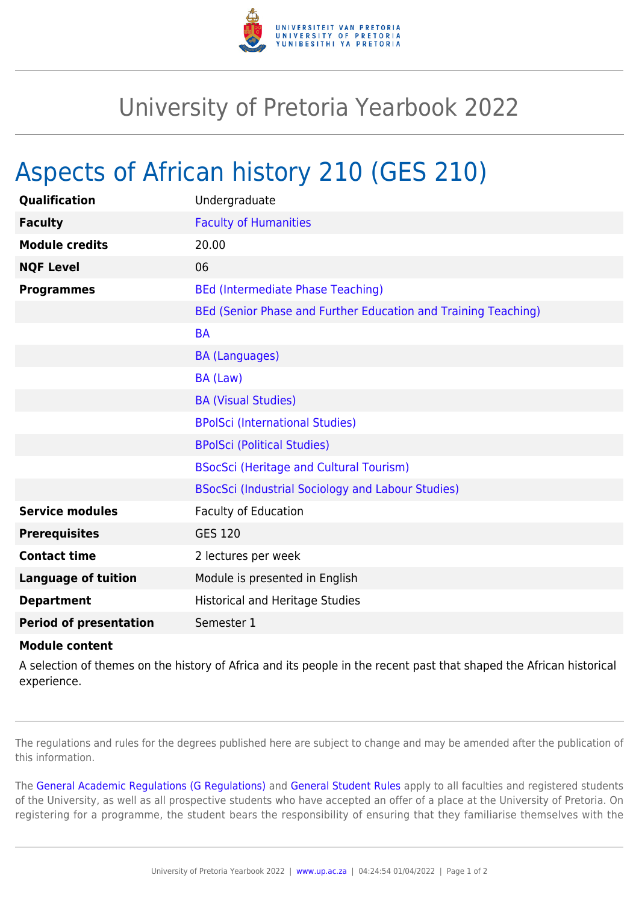# University of Pretoria Yearbook 2022

## Aspects of African history 210 (GES 210)

| | |
|---|---|
| **Qualification** | Undergraduate |
| **Faculty** | Faculty of Humanities |
| **Module credits** | 20.00 |
| **NQF Level** | 06 |
| **Programmes** | BEd (Intermediate Phase Teaching) |
| | BEd (Senior Phase and Further Education and Training Teaching) |
| | BA |
| | BA (Languages) |
| | BA (Law) |
| | BA (Visual Studies) |
| | BPolSci (International Studies) |
| | BPolSci (Political Studies) |
| | BSocSci (Heritage and Cultural Tourism) |
| | BSocSci (Industrial Sociology and Labour Studies) |
| **Service modules** | Faculty of Education |
| **Prerequisites** | GES 120 |
| **Contact time** | 2 lectures per week |
| **Language of tuition** | Module is presented in English |
| **Department** | Historical and Heritage Studies |
| **Period of presentation** | Semester 1 |

**Module content**

A selection of themes on the history of Africa and its people in the recent past that shaped the African historical experience.

The regulations and rules for the degrees published here are subject to change and may be amended after the publication of this information.

The General Academic Regulations (G Regulations) and General Student Rules apply to all faculties and registered students of the University, as well as all prospective students who have accepted an offer of a place at the University of Pretoria. On registering for a programme, the student bears the responsibility of ensuring that they familiarise themselves with the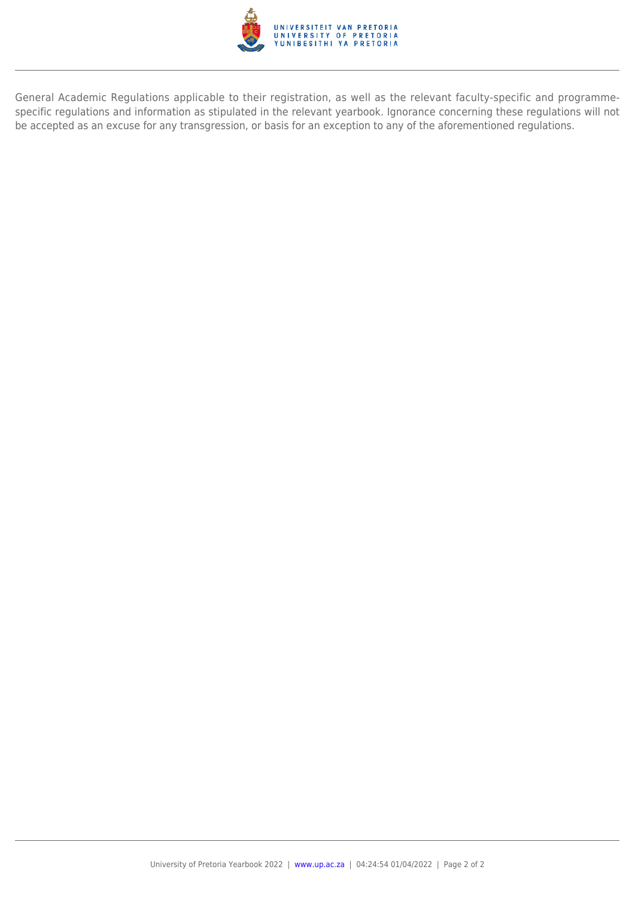General Academic Regulations applicable to their registration, as well as the relevant faculty-specific and programme-specific regulations and information as stipulated in the relevant yearbook. Ignorance concerning these regulations will not be accepted as an excuse for any transgression, or basis for an exception to any of the aforementioned regulations.